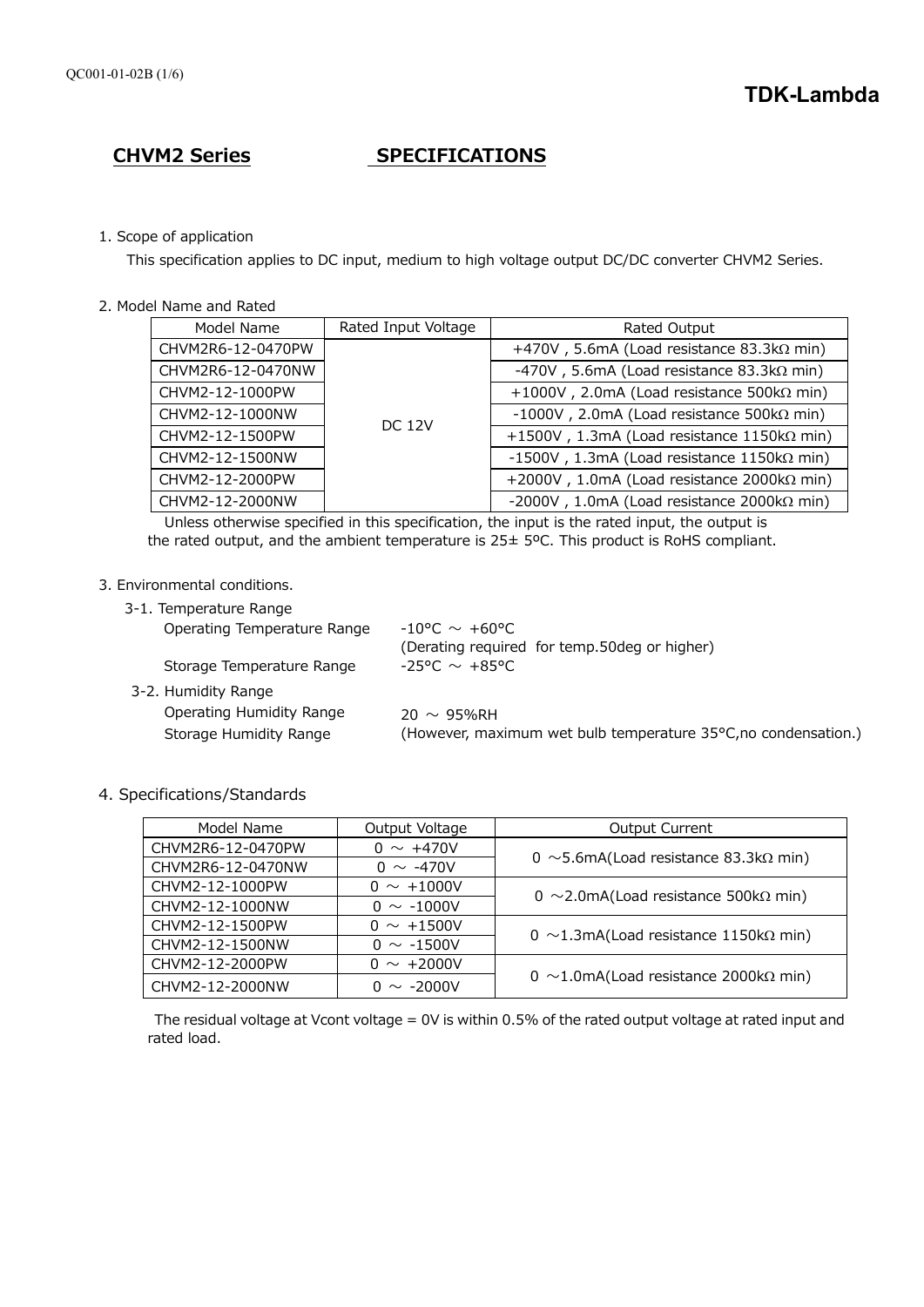**TDK-Lambda**

# CHVM2 Series SPECIFICATIONS

1. Scope of application

This specification applies to DC input, medium to high voltage output DC/DC converter CHVM2 Series.

2. Model Name and Rated

| Model Name | Rated Input Voltage | Rated Output |
|---|---|---|
| CHVM2R6-12-0470PW | DC 12V | +470V , 5.6mA (Load resistance 83.3kΩ min) |
| CHVM2R6-12-0470NW | | -470V , 5.6mA (Load resistance 83.3kΩ min) |
| CHVM2-12-1000PW | | +1000V , 2.0mA (Load resistance 500kΩ min) |
| CHVM2-12-1000NW | | -1000V , 2.0mA (Load resistance 500kΩ min) |
| CHVM2-12-1500PW | | +1500V , 1.3mA (Load resistance 1150kΩ min) |
| CHVM2-12-1500NW | | -1500V , 1.3mA (Load resistance 1150kΩ min) |
| CHVM2-12-2000PW | | +2000V , 1.0mA (Load resistance 2000kΩ min) |
| CHVM2-12-2000NW | | -2000V , 1.0mA (Load resistance 2000kΩ min) |

Unless otherwise specified in this specification, the input is the rated input, the output is the rated output, and the ambient temperature is 25± 5ºC. This product is RoHS compliant.

3. Environmental conditions.

3-1. Temperature Range

Operating Temperature Range -10°C ～ +60°C
(Derating required for temp.50deg or higher)

Storage Temperature Range -25°C ～ +85°C

3-2. Humidity Range

Operating Humidity Range 20 ～ 95%RH

Storage Humidity Range (However, maximum wet bulb temperature 35°C,no condensation.)

4. Specifications/Standards

| Model Name | Output Voltage | Output Current |
|---|---|---|
| CHVM2R6-12-0470PW | 0 ～ +470V | 0 ～5.6mA(Load resistance 83.3kΩ min) |
| CHVM2R6-12-0470NW | 0 ～ -470V | |
| CHVM2-12-1000PW | 0 ～ +1000V | 0 ～2.0mA(Load resistance 500kΩ min) |
| CHVM2-12-1000NW | 0 ～ -1000V | |
| CHVM2-12-1500PW | 0 ～ +1500V | 0 ～1.3mA(Load resistance 1150kΩ min) |
| CHVM2-12-1500NW | 0 ～ -1500V | |
| CHVM2-12-2000PW | 0 ～ +2000V | 0 ～1.0mA(Load resistance 2000kΩ min) |
| CHVM2-12-2000NW | 0 ～ -2000V | |

The residual voltage at Vcont voltage = 0V is within 0.5% of the rated output voltage at rated input and rated load.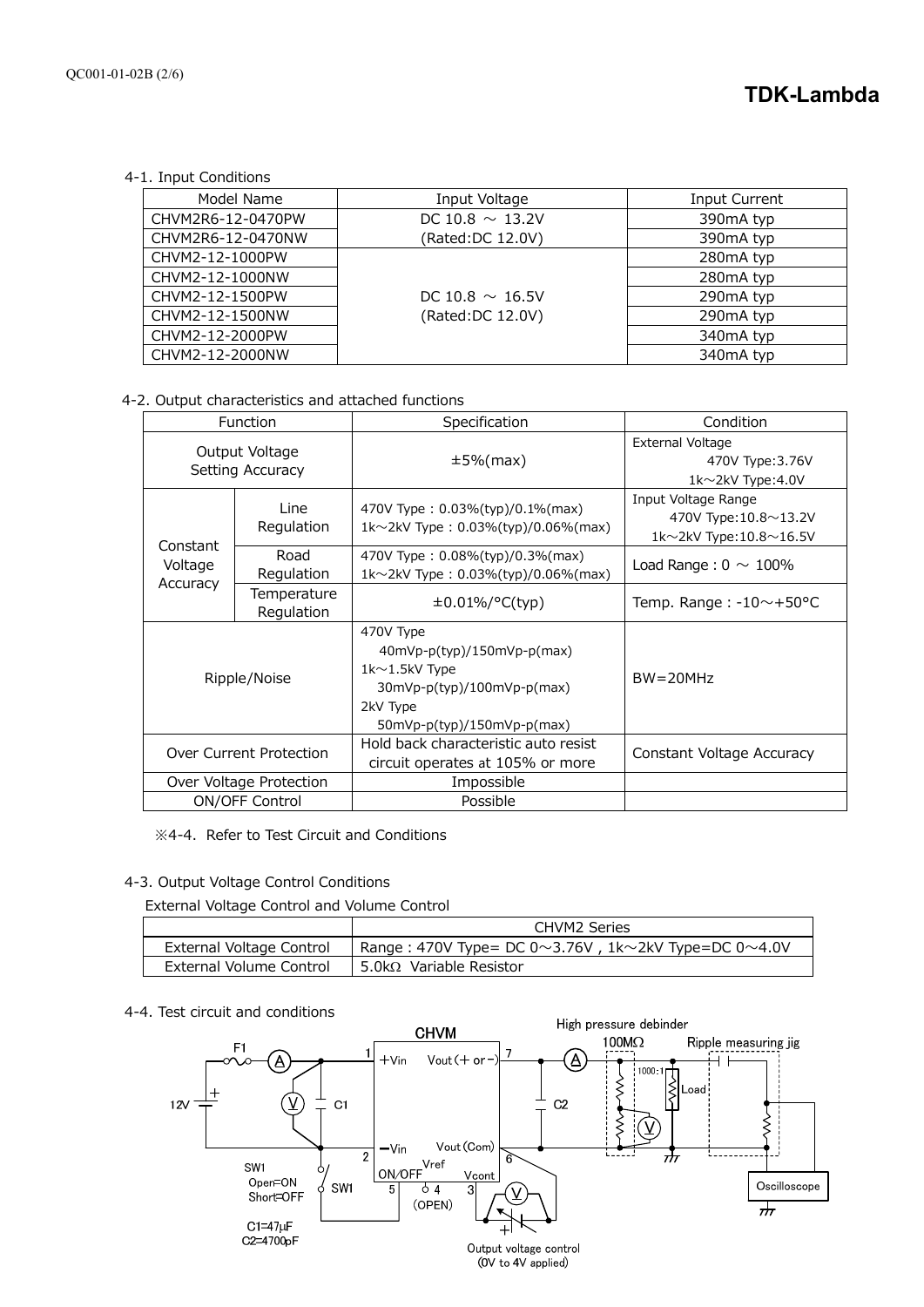### 4-1. Input Conditions

| Model Name | Input Voltage | Input Current |
|---|---|---|
| CHVM2R6-12-0470PW | DC 10.8 ～ 13.2V (Rated:DC 12.0V) | 390mA typ |
| CHVM2R6-12-0470NW | | 390mA typ |
| CHVM2-12-1000PW | DC 10.8 ～ 16.5V (Rated:DC 12.0V) | 280mA typ |
| CHVM2-12-1000NW | | 280mA typ |
| CHVM2-12-1500PW | | 290mA typ |
| CHVM2-12-1500NW | | 290mA typ |
| CHVM2-12-2000PW | | 340mA typ |
| CHVM2-12-2000NW | | 340mA typ |

### 4-2. Output characteristics and attached functions

| Function | | Specification | Condition |
|---|---|---|---|
| Output Voltage Setting Accuracy | | ±5%(max) | External Voltage 470V Type:3.76V 1k～2kV Type:4.0V |
| Constant Voltage Accuracy | Line Regulation | 470V Type : 0.03%(typ)/0.1%(max) 1k～2kV Type : 0.03%(typ)/0.06%(max) | Input Voltage Range 470V Type:10.8～13.2V 1k～2kV Type:10.8～16.5V |
| | Road Regulation | 470V Type : 0.08%(typ)/0.3%(max) 1k～2kV Type : 0.03%(typ)/0.06%(max) | Load Range : 0 ～ 100% |
| | Temperature Regulation | ±0.01%/°C(typ) | Temp. Range : -10～+50°C |
| Ripple/Noise | | 470V Type 40mVp-p(typ)/150mVp-p(max) 1k～1.5kV Type 30mVp-p(typ)/100mVp-p(max) 2kV Type 50mVp-p(typ)/150mVp-p(max) | BW=20MHz |
| Over Current Protection | | Hold back characteristic auto resist circuit operates at 105% or more | Constant Voltage Accuracy |
| Over Voltage Protection | | Impossible | |
| ON/OFF Control | | Possible | |

※4-4. Refer to Test Circuit and Conditions

### 4-3. Output Voltage Control Conditions

External Voltage Control and Volume Control

| | CHVM2 Series |
|---|---|
| External Voltage Control | Range : 470V Type= DC 0～3.76V , 1k～2kV Type=DC 0～4.0V |
| External Volume Control | 5.0kΩ Variable Resistor |

### 4-4. Test circuit and conditions

CHVM

F1, 12V, C1, SW1, 1 +Vin, 2 −Vin, 5 ON/OFF, 4 Vref (OPEN), 3 Vcont, 7 Vout (+ or −), 6 Vout (Com), C2

High pressure debinder 100MΩ 1000:1, Load, Ripple measuring jig, Oscilloscope

SW1 Open=ON Short=OFF

C1=47μF
C2=4700pF

Output voltage control (0V to 4V applied)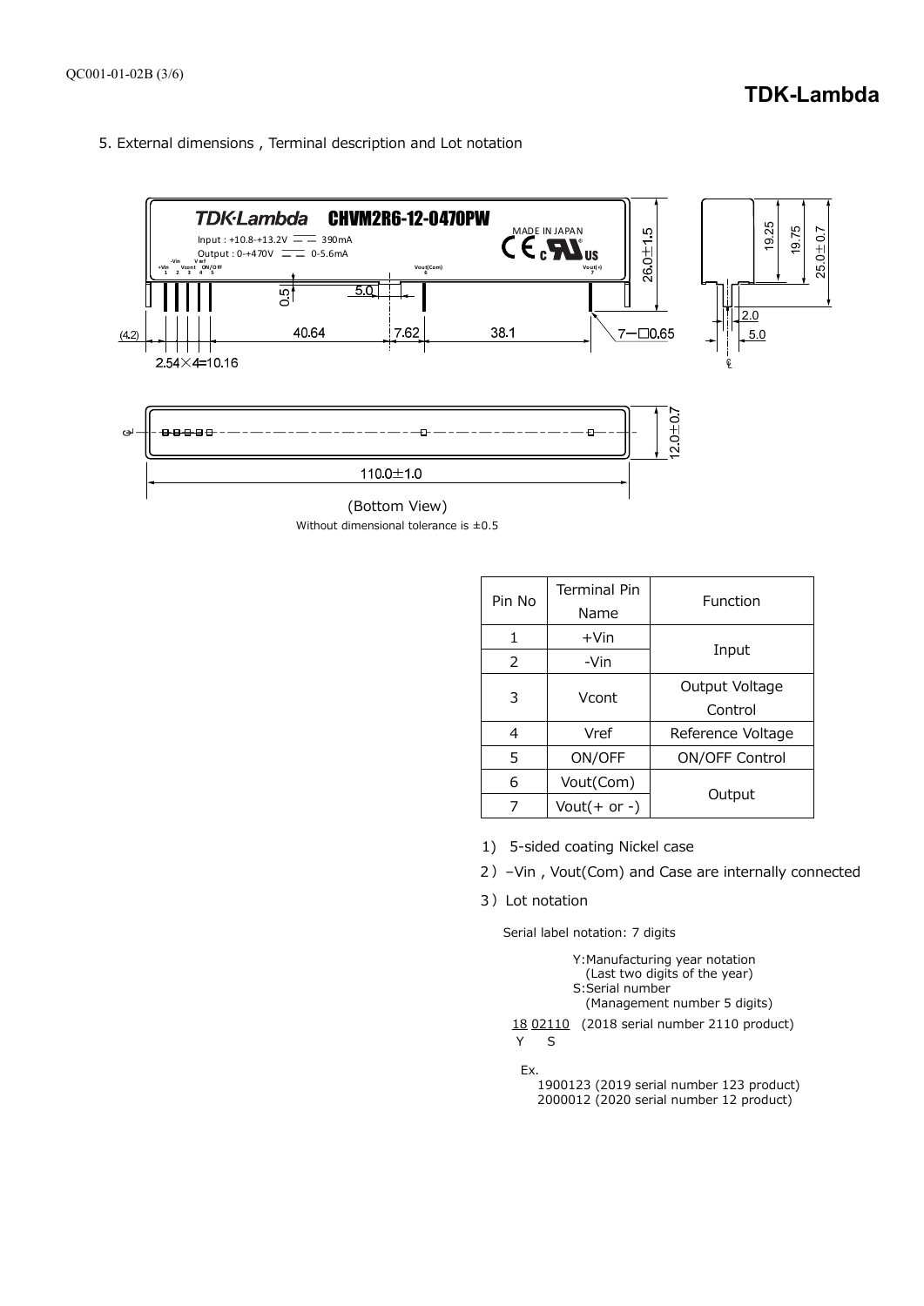5. External dimensions , Terminal description and Lot notation

(Bottom View)

Without dimensional tolerance is ±0.5

| Pin No | Terminal Pin Name | Function |
|---|---|---|
| 1 | +Vin | Input |
| 2 | -Vin | |
| 3 | Vcont | Output Voltage Control |
| 4 | Vref | Reference Voltage |
| 5 | ON/OFF | ON/OFF Control |
| 6 | Vout(Com) | Output |
| 7 | Vout(+ or -) | |

1) 5-sided coating Nickel case

2) –Vin , Vout(Com) and Case are internally connected

3) Lot notation

Serial label notation: 7 digits

Y:Manufacturing year notation
(Last two digits of the year)
S:Serial number
(Management number 5 digits)

18 02110 (2018 serial number 2110 product)
Y S

Ex.
1900123 (2019 serial number 123 product)
2000012 (2020 serial number 12 product)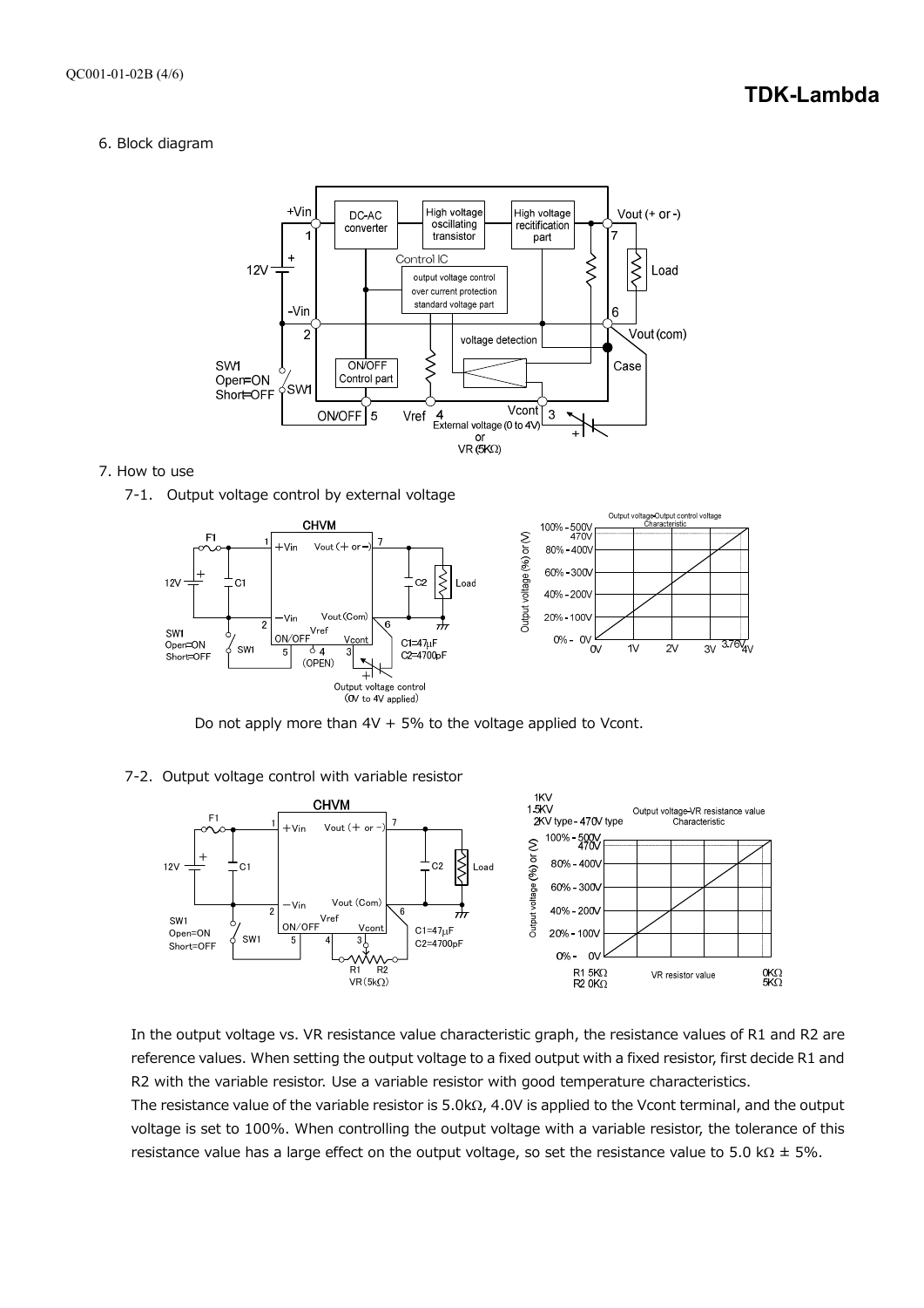6. Block diagram

7. How to use

7-1. Output voltage control by external voltage

Do not apply more than 4V + 5% to the voltage applied to Vcont.

7-2. Output voltage control with variable resistor

In the output voltage vs. VR resistance value characteristic graph, the resistance values of R1 and R2 are reference values. When setting the output voltage to a fixed output with a fixed resistor, first decide R1 and R2 with the variable resistor. Use a variable resistor with good temperature characteristics.

The resistance value of the variable resistor is 5.0kΩ, 4.0V is applied to the Vcont terminal, and the output voltage is set to 100%. When controlling the output voltage with a variable resistor, the tolerance of this resistance value has a large effect on the output voltage, so set the resistance value to 5.0 kΩ ± 5%.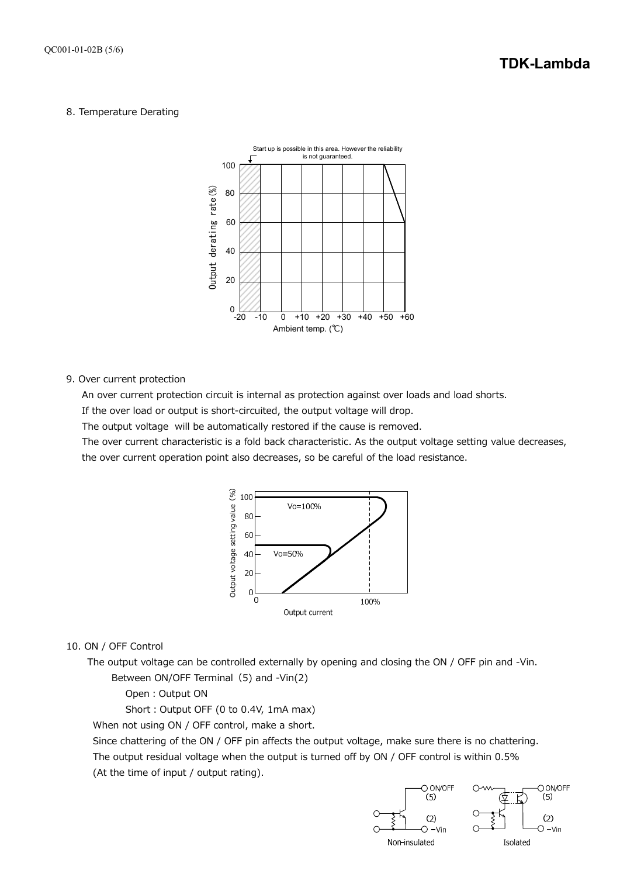## 8. Temperature Derating

Start up is possible in this area. However the reliability is not guaranteed.

Output derating rate(%)

Ambient temp. (℃)

## 9. Over current protection

An over current protection circuit is internal as protection against over loads and load shorts.
If the over load or output is short-circuited, the output voltage will drop.
The output voltage will be automatically restored if the cause is removed.
The over current characteristic is a fold back characteristic. As the output voltage setting value decreases, the over current operation point also decreases, so be careful of the load resistance.

Output voltage setting value (%)

Vo=100%

Vo=50%

Output current

## 10. ON / OFF Control

The output voltage can be controlled externally by opening and closing the ON / OFF pin and -Vin.

Between ON/OFF Terminal (5) and -Vin(2)

Open : Output ON

Short : Output OFF (0 to 0.4V, 1mA max)

When not using ON / OFF control, make a short.
Since chattering of the ON / OFF pin affects the output voltage, make sure there is no chattering.
The output residual voltage when the output is turned off by ON / OFF control is within 0.5%
(At the time of input / output rating).

ON/OFF (5) (2) -Vin

Non-insulated

Isolated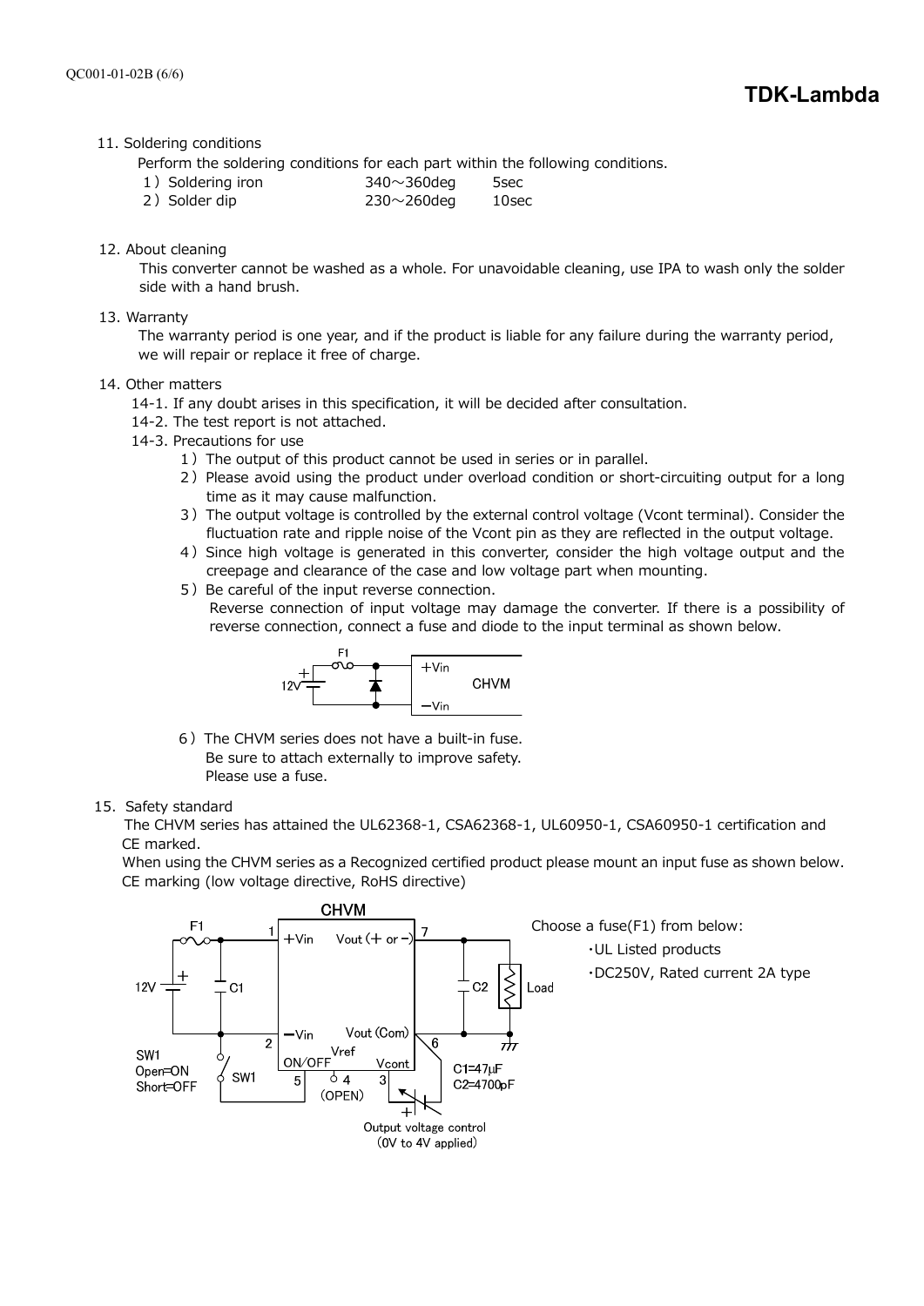11. Soldering conditions

Perform the soldering conditions for each part within the following conditions.

| | | |
|---|---|---|
| 1）Soldering iron | 340～360deg | 5sec |
| 2）Solder dip | 230～260deg | 10sec |

12. About cleaning

This converter cannot be washed as a whole. For unavoidable cleaning, use IPA to wash only the solder side with a hand brush.

13. Warranty

The warranty period is one year, and if the product is liable for any failure during the warranty period, we will repair or replace it free of charge.

14. Other matters

14-1. If any doubt arises in this specification, it will be decided after consultation.

14-2. The test report is not attached.

14-3. Precautions for use

1）The output of this product cannot be used in series or in parallel.

2）Please avoid using the product under overload condition or short-circuiting output for a long time as it may cause malfunction.

3）The output voltage is controlled by the external control voltage (Vcont terminal). Consider the fluctuation rate and ripple noise of the Vcont pin as they are reflected in the output voltage.

4）Since high voltage is generated in this converter, consider the high voltage output and the creepage and clearance of the case and low voltage part when mounting.

5）Be careful of the input reverse connection.

Reverse connection of input voltage may damage the converter. If there is a possibility of reverse connection, connect a fuse and diode to the input terminal as shown below.

F1
12V
+Vin
−Vin
CHVM

6）The CHVM series does not have a built-in fuse.

Be sure to attach externally to improve safety.

Please use a fuse.

15. Safety standard

The CHVM series has attained the UL62368-1, CSA62368-1, UL60950-1, CSA60950-1 certification and CE marked.

When using the CHVM series as a Recognized certified product please mount an input fuse as shown below.

CE marking (low voltage directive, RoHS directive)

CHVM
F1
12V
C1
1 +Vin
Vout (+ or −) 7
C2
Load
2 −Vin
Vout (Com) 6
SW1
Open=ON
Short=OFF
SW1
ON/OFF 5
Vref 4 (OPEN)
Vcont 3
C1=47μF
C2=4700pF
Output voltage control
(0V to 4V applied)

Choose a fuse(F1) from below:

- UL Listed products
- DC250V, Rated current 2A type